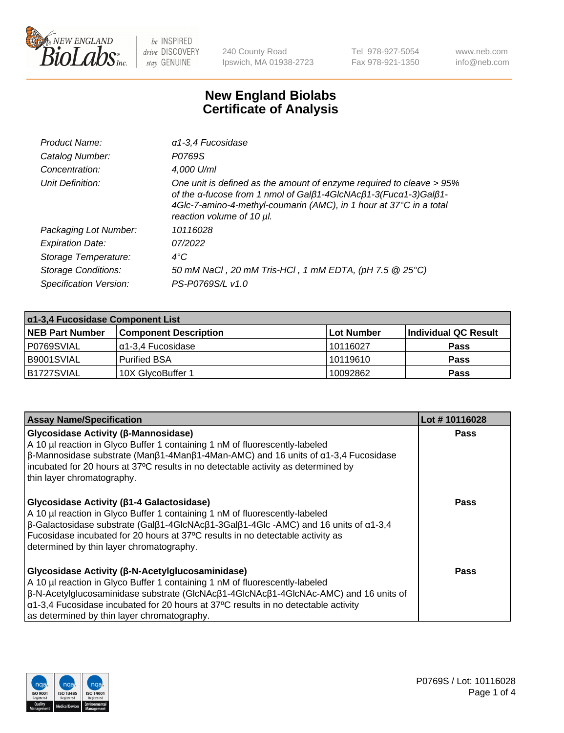# New England Biolabs
# Certificate of Analysis

| | |
|---|---|
| *Product Name:* | *α1-3,4 Fucosidase* |
| *Catalog Number:* | *P0769S* |
| *Concentration:* | *4,000 U/ml* |
| *Unit Definition:* | *One unit is defined as the amount of enzyme required to cleave > 95% of the α-fucose from 1 nmol of Galβ1-4GlcNAcβ1-3(Fucα1-3)Galβ1-4Glc-7-amino-4-methyl-coumarin (AMC), in 1 hour at 37°C in a total reaction volume of 10 µl.* |
| *Packaging Lot Number:* | *10116028* |
| *Expiration Date:* | *07/2022* |
| *Storage Temperature:* | *4°C* |
| *Storage Conditions:* | *50 mM NaCl , 20 mM Tris-HCl , 1 mM EDTA, (pH 7.5 @ 25°C)* |
| *Specification Version:* | *PS-P0769S/L v1.0* |

| α1-3,4 Fucosidase Component List | | | |
|---|---|---|---|
| **NEB Part Number** | **Component Description** | **Lot Number** | **Individual QC Result** |
| P0769SVIAL | α1-3,4 Fucosidase | 10116027 | **Pass** |
| B9001SVIAL | Purified BSA | 10119610 | **Pass** |
| B1727SVIAL | 10X GlycoBuffer 1 | 10092862 | **Pass** |

| Assay Name/Specification | Lot # 10116028 |
|---|---|
| **Glycosidase Activity (β-Mannosidase)**<br>A 10 µl reaction in Glyco Buffer 1 containing 1 nM of fluorescently-labeled β-Mannosidase substrate (Manβ1-4Manβ1-4Man-AMC) and 16 units of α1-3,4 Fucosidase incubated for 20 hours at 37ºC results in no detectable activity as determined by thin layer chromatography. | **Pass** |
| **Glycosidase Activity (β1-4 Galactosidase)**<br>A 10 µl reaction in Glyco Buffer 1 containing 1 nM of fluorescently-labeled β-Galactosidase substrate (Galβ1-4GlcNAcβ1-3Galβ1-4Glc -AMC) and 16 units of α1-3,4 Fucosidase incubated for 20 hours at 37ºC results in no detectable activity as determined by thin layer chromatography. | **Pass** |
| **Glycosidase Activity (β-N-Acetylglucosaminidase)**<br>A 10 µl reaction in Glyco Buffer 1 containing 1 nM of fluorescently-labeled β-N-Acetylglucosaminidase substrate (GlcNAcβ1-4GlcNAcβ1-4GlcNAc-AMC) and 16 units of α1-3,4 Fucosidase incubated for 20 hours at 37ºC results in no detectable activity as determined by thin layer chromatography. | **Pass** |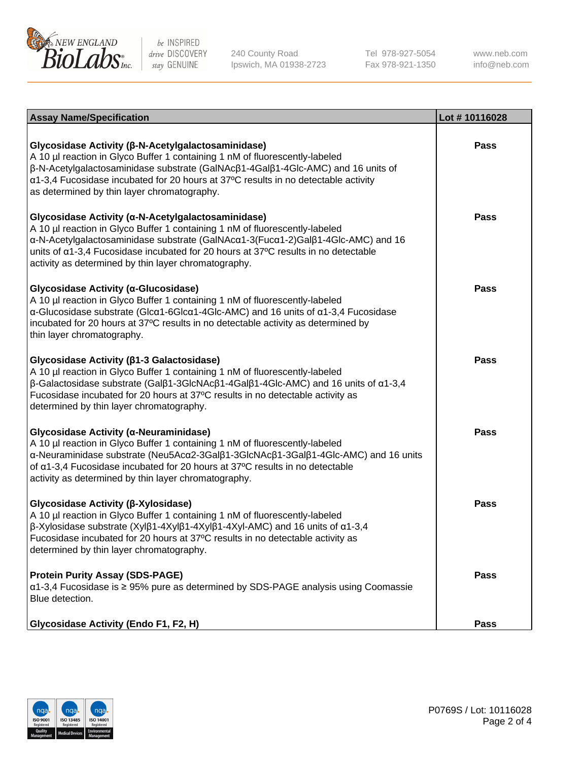| Assay Name/Specification | Lot # 10116028 |
|---|---|
| **Glycosidase Activity (β-N-Acetylgalactosaminidase)**<br>A 10 µl reaction in Glyco Buffer 1 containing 1 nM of fluorescently-labeled β-N-Acetylgalactosaminidase substrate (GalNAcβ1-4Galβ1-4Glc-AMC) and 16 units of α1-3,4 Fucosidase incubated for 20 hours at 37ºC results in no detectable activity as determined by thin layer chromatography. | Pass |
| **Glycosidase Activity (α-N-Acetylgalactosaminidase)**<br>A 10 µl reaction in Glyco Buffer 1 containing 1 nM of fluorescently-labeled α-N-Acetylgalactosaminidase substrate (GalNAcα1-3(Fucα1-2)Galβ1-4Glc-AMC) and 16 units of α1-3,4 Fucosidase incubated for 20 hours at 37ºC results in no detectable activity as determined by thin layer chromatography. | Pass |
| **Glycosidase Activity (α-Glucosidase)**<br>A 10 µl reaction in Glyco Buffer 1 containing 1 nM of fluorescently-labeled α-Glucosidase substrate (Glcα1-6Glcα1-4Glc-AMC) and 16 units of α1-3,4 Fucosidase incubated for 20 hours at 37ºC results in no detectable activity as determined by thin layer chromatography. | Pass |
| **Glycosidase Activity (β1-3 Galactosidase)**<br>A 10 µl reaction in Glyco Buffer 1 containing 1 nM of fluorescently-labeled β-Galactosidase substrate (Galβ1-3GlcNAcβ1-4Galβ1-4Glc-AMC) and 16 units of α1-3,4 Fucosidase incubated for 20 hours at 37ºC results in no detectable activity as determined by thin layer chromatography. | Pass |
| **Glycosidase Activity (α-Neuraminidase)**<br>A 10 µl reaction in Glyco Buffer 1 containing 1 nM of fluorescently-labeled α-Neuraminidase substrate (Neu5Acα2-3Galβ1-3GlcNAcβ1-3Galβ1-4Glc-AMC) and 16 units of α1-3,4 Fucosidase incubated for 20 hours at 37ºC results in no detectable activity as determined by thin layer chromatography. | Pass |
| **Glycosidase Activity (β-Xylosidase)**<br>A 10 µl reaction in Glyco Buffer 1 containing 1 nM of fluorescently-labeled β-Xylosidase substrate (Xylβ1-4Xylβ1-4Xylβ1-4Xyl-AMC) and 16 units of α1-3,4 Fucosidase incubated for 20 hours at 37ºC results in no detectable activity as determined by thin layer chromatography. | Pass |
| **Protein Purity Assay (SDS-PAGE)**<br>α1-3,4 Fucosidase is ≥ 95% pure as determined by SDS-PAGE analysis using Coomassie Blue detection. | Pass |
| **Glycosidase Activity (Endo F1, F2, H)** | Pass |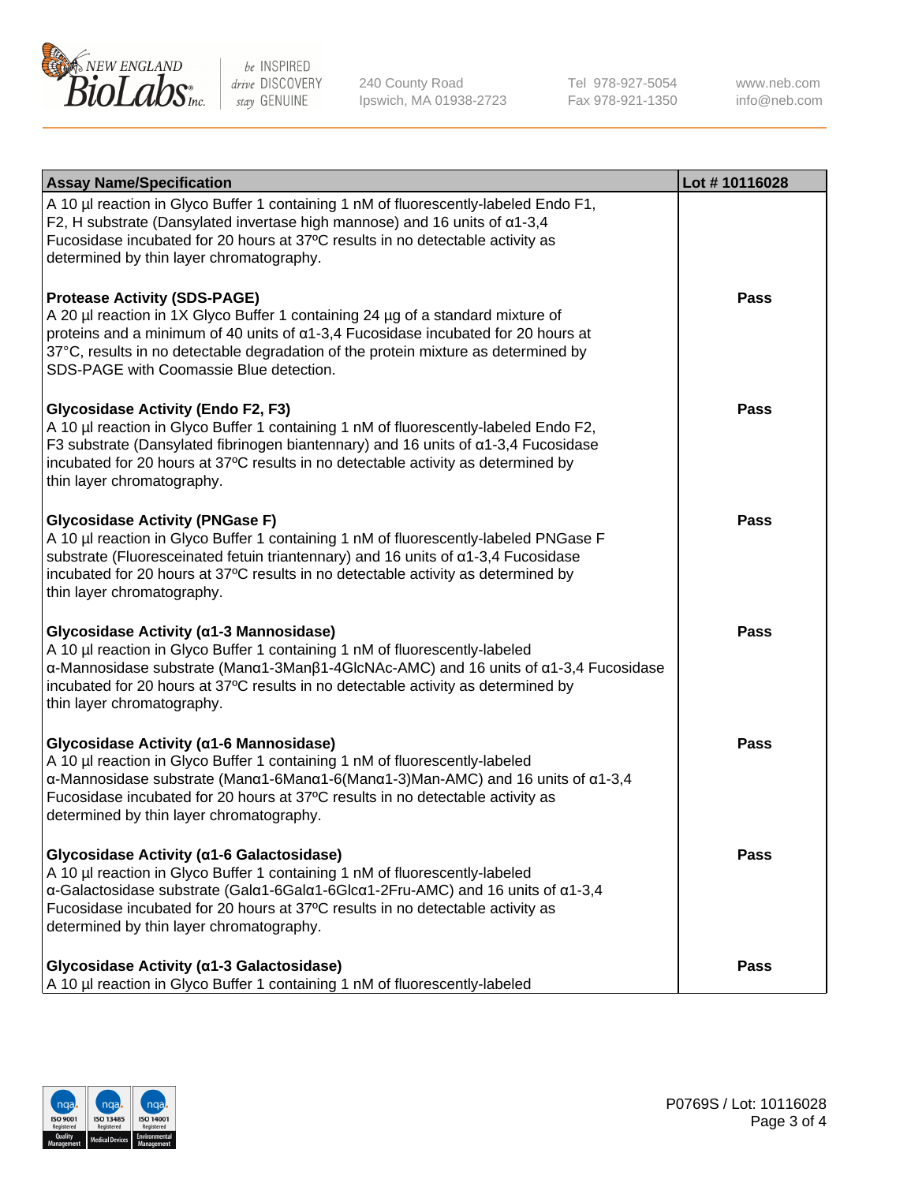| Assay Name/Specification | Lot # 10116028 |
|---|---|
| A 10 µl reaction in Glyco Buffer 1 containing 1 nM of fluorescently-labeled Endo F1, F2, H substrate (Dansylated invertase high mannose) and 16 units of α1-3,4 Fucosidase incubated for 20 hours at 37ºC results in no detectable activity as determined by thin layer chromatography. | |
| **Protease Activity (SDS-PAGE)**<br>A 20 µl reaction in 1X Glyco Buffer 1 containing 24 µg of a standard mixture of proteins and a minimum of 40 units of α1-3,4 Fucosidase incubated for 20 hours at 37°C, results in no detectable degradation of the protein mixture as determined by SDS-PAGE with Coomassie Blue detection. | Pass |
| **Glycosidase Activity (Endo F2, F3)**<br>A 10 µl reaction in Glyco Buffer 1 containing 1 nM of fluorescently-labeled Endo F2, F3 substrate (Dansylated fibrinogen biantennary) and 16 units of α1-3,4 Fucosidase incubated for 20 hours at 37ºC results in no detectable activity as determined by thin layer chromatography. | Pass |
| **Glycosidase Activity (PNGase F)**<br>A 10 µl reaction in Glyco Buffer 1 containing 1 nM of fluorescently-labeled PNGase F substrate (Fluoresceinated fetuin triantennary) and 16 units of α1-3,4 Fucosidase incubated for 20 hours at 37ºC results in no detectable activity as determined by thin layer chromatography. | Pass |
| **Glycosidase Activity (α1-3 Mannosidase)**<br>A 10 µl reaction in Glyco Buffer 1 containing 1 nM of fluorescently-labeled α-Mannosidase substrate (Manα1-3Manβ1-4GlcNAc-AMC) and 16 units of α1-3,4 Fucosidase incubated for 20 hours at 37ºC results in no detectable activity as determined by thin layer chromatography. | Pass |
| **Glycosidase Activity (α1-6 Mannosidase)**<br>A 10 µl reaction in Glyco Buffer 1 containing 1 nM of fluorescently-labeled α-Mannosidase substrate (Manα1-6Manα1-6(Manα1-3)Man-AMC) and 16 units of α1-3,4 Fucosidase incubated for 20 hours at 37ºC results in no detectable activity as determined by thin layer chromatography. | Pass |
| **Glycosidase Activity (α1-6 Galactosidase)**<br>A 10 µl reaction in Glyco Buffer 1 containing 1 nM of fluorescently-labeled α-Galactosidase substrate (Galα1-6Galα1-6Glcα1-2Fru-AMC) and 16 units of α1-3,4 Fucosidase incubated for 20 hours at 37ºC results in no detectable activity as determined by thin layer chromatography. | Pass |
| **Glycosidase Activity (α1-3 Galactosidase)**<br>A 10 µl reaction in Glyco Buffer 1 containing 1 nM of fluorescently-labeled | Pass |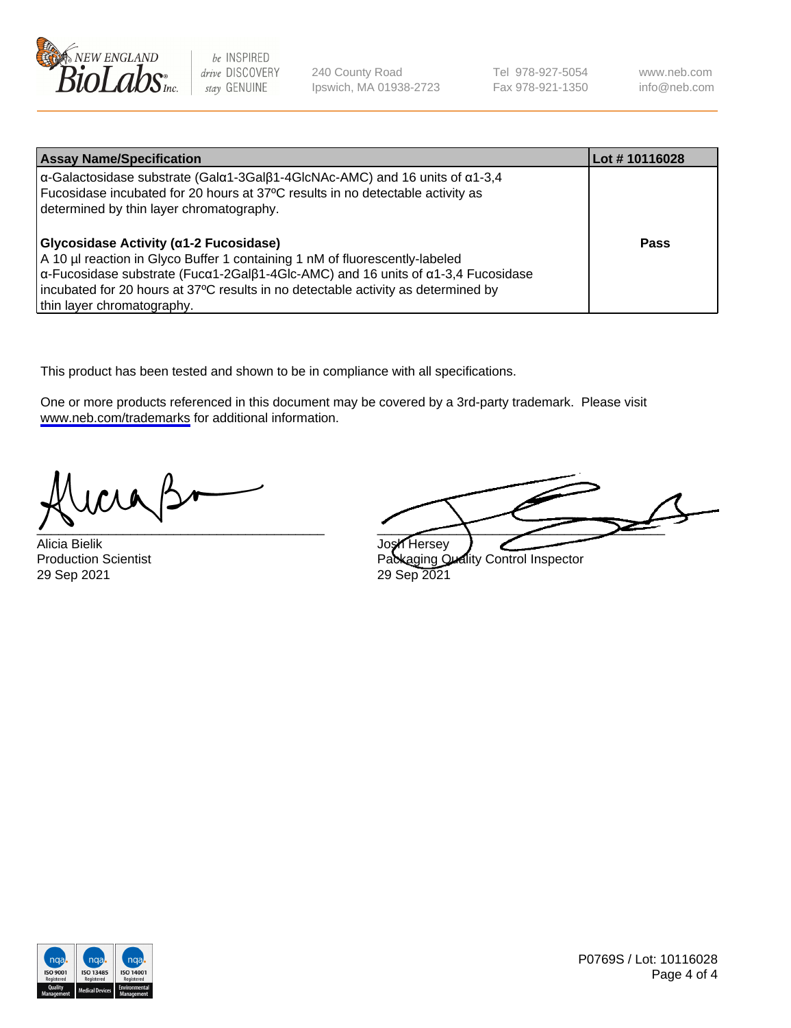| Assay Name/Specification | Lot # 10116028 |
| --- | --- |
| α-Galactosidase substrate (Galα1-3Galβ1-4GlcNAc-AMC) and 16 units of α1-3,4 Fucosidase incubated for 20 hours at 37ºC results in no detectable activity as determined by thin layer chromatography. | |
| **Glycosidase Activity (α1-2 Fucosidase)** A 10 µl reaction in Glyco Buffer 1 containing 1 nM of fluorescently-labeled α-Fucosidase substrate (Fucα1-2Galβ1-4Glc-AMC) and 16 units of α1-3,4 Fucosidase incubated for 20 hours at 37ºC results in no detectable activity as determined by thin layer chromatography. | **Pass** |

This product has been tested and shown to be in compliance with all specifications.

One or more products referenced in this document may be covered by a 3rd-party trademark. Please visit www.neb.com/trademarks for additional information.

Alicia Bielik
Production Scientist
29 Sep 2021

Josh Hersey
Packaging Quality Control Inspector
29 Sep 2021

P0769S / Lot: 10116028